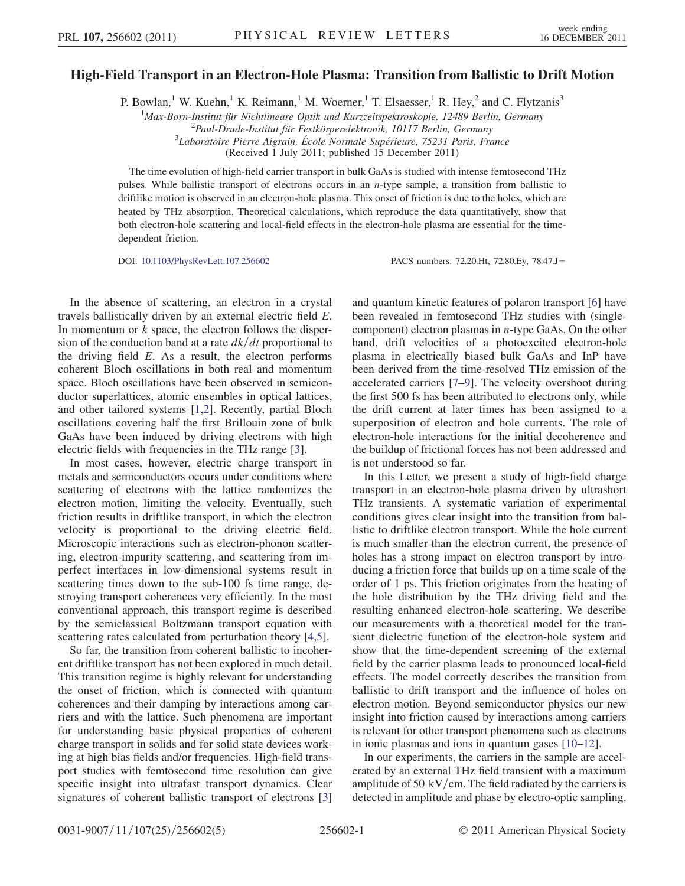# High-Field Transport in an Electron-Hole Plasma: Transition from Ballistic to Drift Motion

P. Bowlan,[1] W. Kuehn,[1] K. Reimann,[1] M. Woerner,[1] T. Elsaesser,[1] R. Hey,[2] and C. Flytzanis[3]

[1]*Max-Born-Institut für Nichtlineare Optik und Kurzzeitspektroskopie, 12489 Berlin, Germany*
[2]*Paul-Drude-Institut für Festkörperelektronik, 10117 Berlin, Germany*
[3]*Laboratoire Pierre Aigrain, École Normale Supérieure, 75231 Paris, France*
(Received 1 July 2011; published 15 December 2011)

The time evolution of high-field carrier transport in bulk GaAs is studied with intense femtosecond THz pulses. While ballistic transport of electrons occurs in an $n$-type sample, a transition from ballistic to driftlike motion is observed in an electron-hole plasma. This onset of friction is due to the holes, which are heated by THz absorption. Theoretical calculations, which reproduce the data quantitatively, show that both electron-hole scattering and local-field effects in the electron-hole plasma are essential for the time-dependent friction.

DOI: 10.1103/PhysRevLett.107.256602 PACS numbers: 72.20.Ht, 72.80.Ey, 78.47.J−

In the absence of scattering, an electron in a crystal travels ballistically driven by an external electric field $E$. In momentum or $k$ space, the electron follows the dispersion of the conduction band at a rate $dk/dt$ proportional to the driving field $E$. As a result, the electron performs coherent Bloch oscillations in both real and momentum space. Bloch oscillations have been observed in semiconductor superlattices, atomic ensembles in optical lattices, and other tailored systems [1,2]. Recently, partial Bloch oscillations covering half the first Brillouin zone of bulk GaAs have been induced by driving electrons with high electric fields with frequencies in the THz range [3].

In most cases, however, electric charge transport in metals and semiconductors occurs under conditions where scattering of electrons with the lattice randomizes the electron motion, limiting the velocity. Eventually, such friction results in driftlike transport, in which the electron velocity is proportional to the driving electric field. Microscopic interactions such as electron-phonon scattering, electron-impurity scattering, and scattering from imperfect interfaces in low-dimensional systems result in scattering times down to the sub-100 fs time range, destroying transport coherences very efficiently. In the most conventional approach, this transport regime is described by the semiclassical Boltzmann transport equation with scattering rates calculated from perturbation theory [4,5].

So far, the transition from coherent ballistic to incoherent driftlike transport has not been explored in much detail. This transition regime is highly relevant for understanding the onset of friction, which is connected with quantum coherences and their damping by interactions among carriers and with the lattice. Such phenomena are important for understanding basic physical properties of coherent charge transport in solids and for solid state devices working at high bias fields and/or frequencies. High-field transport studies with femtosecond time resolution can give specific insight into ultrafast transport dynamics. Clear signatures of coherent ballistic transport of electrons [3] and quantum kinetic features of polaron transport [6] have been revealed in femtosecond THz studies with (single-component) electron plasmas in $n$-type GaAs. On the other hand, drift velocities of a photoexcited electron-hole plasma in electrically biased bulk GaAs and InP have been derived from the time-resolved THz emission of the accelerated carriers [7–9]. The velocity overshoot during the first 500 fs has been attributed to electrons only, while the drift current at later times has been assigned to a superposition of electron and hole currents. The role of electron-hole interactions for the initial decoherence and the buildup of frictional forces has not been addressed and is not understood so far.

In this Letter, we present a study of high-field charge transport in an electron-hole plasma driven by ultrashort THz transients. A systematic variation of experimental conditions gives clear insight into the transition from ballistic to driftlike electron transport. While the hole current is much smaller than the electron current, the presence of holes has a strong impact on electron transport by introducing a friction force that builds up on a time scale of the order of 1 ps. This friction originates from the heating of the hole distribution by the THz driving field and the resulting enhanced electron-hole scattering. We describe our measurements with a theoretical model for the transient dielectric function of the electron-hole system and show that the time-dependent screening of the external field by the carrier plasma leads to pronounced local-field effects. The model correctly describes the transition from ballistic to drift transport and the influence of holes on electron motion. Beyond semiconductor physics our new insight into friction caused by interactions among carriers is relevant for other transport phenomena such as electrons in ionic plasmas and ions in quantum gases [10–12].

In our experiments, the carriers in the sample are accelerated by an external THz field transient with a maximum amplitude of 50 kV/cm. The field radiated by the carriers is detected in amplitude and phase by electro-optic sampling.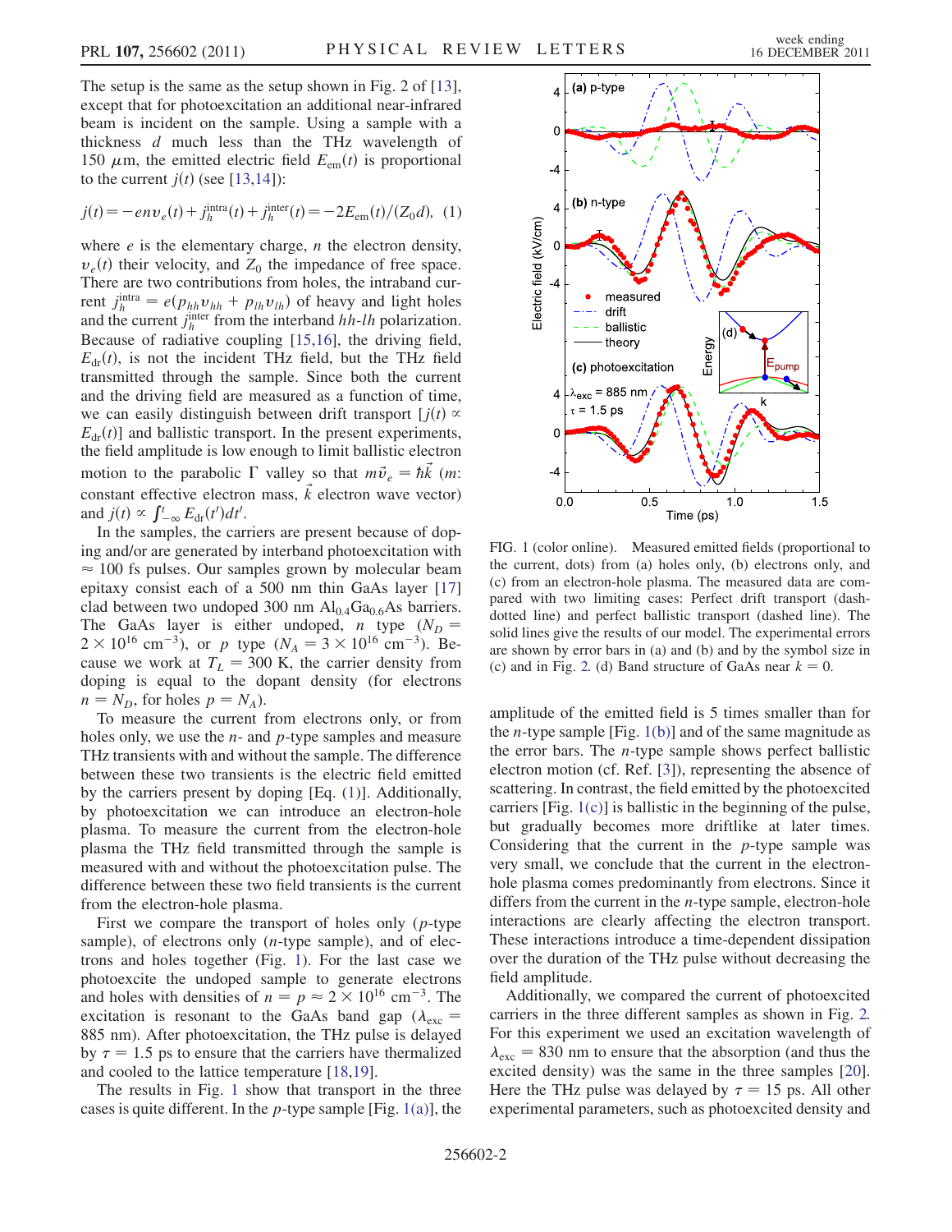The setup is the same as the setup shown in Fig. 2 of [13], except that for photoexcitation an additional near-infrared beam is incident on the sample. Using a sample with a thickness $d$ much less than the THz wavelength of 150 $\mu$m, the emitted electric field $E_{\rm em}(t)$ is proportional to the current $j(t)$ (see [13,14]):

$$j(t) = -en v_e(t) + j_h^{\rm intra}(t) + j_h^{\rm inter}(t) = -2E_{\rm em}(t)/(Z_0 d), \quad (1)$$

where $e$ is the elementary charge, $n$ the electron density, $v_e(t)$ their velocity, and $Z_0$ the impedance of free space. There are two contributions from holes, the intraband current $j_h^{\rm intra} = e(p_{hh}v_{hh} + p_{lh}v_{lh})$ of heavy and light holes and the current $j_h^{\rm inter}$ from the interband $hh$-$lh$ polarization. Because of radiative coupling [15,16], the driving field, $E_{\rm dr}(t)$, is not the incident THz field, but the THz field transmitted through the sample. Since both the current and the driving field are measured as a function of time, we can easily distinguish between drift transport [$j(t) \propto E_{\rm dr}(t)$] and ballistic transport. In the present experiments, the field amplitude is low enough to limit ballistic electron motion to the parabolic $\Gamma$ valley so that $m\dot{\vec{v}}_e = \hbar\dot{\vec{k}}$ ($m$: constant effective electron mass, $\vec{k}$ electron wave vector) and $j(t) \propto \int_{-\infty}^{t} E_{\rm dr}(t')dt'$.

In the samples, the carriers are present because of doping and/or are generated by interband photoexcitation with $\approx$ 100 fs pulses. Our samples grown by molecular beam epitaxy consist each of a 500 nm thin GaAs layer [17] clad between two undoped 300 nm $\mathrm{Al_{0.4}Ga_{0.6}As}$ barriers. The GaAs layer is either undoped, $n$ type ($N_D = 2 \times 10^{16}$ cm$^{-3}$), or $p$ type ($N_A = 3 \times 10^{16}$ cm$^{-3}$). Because we work at $T_L = 300$ K, the carrier density from doping is equal to the dopant density (for electrons $n = N_D$, for holes $p = N_A$).

To measure the current from electrons only, or from holes only, we use the $n$- and $p$-type samples and measure THz transients with and without the sample. The difference between these two transients is the electric field emitted by the carriers present by doping [Eq. (1)]. Additionally, by photoexcitation we can introduce an electron-hole plasma. To measure the current from the electron-hole plasma the THz field transmitted through the sample is measured with and without the photoexcitation pulse. The difference between these two field transients is the current from the electron-hole plasma.

First we compare the transport of holes only ($p$-type sample), of electrons only ($n$-type sample), and of electrons and holes together (Fig. 1). For the last case we photoexcite the undoped sample to generate electrons and holes with densities of $n = p \approx 2 \times 10^{16}$ cm$^{-3}$. The excitation is resonant to the GaAs band gap ($\lambda_{\rm exc} = 885$ nm). After photoexcitation, the THz pulse is delayed by $\tau = 1.5$ ps to ensure that the carriers have thermalized and cooled to the lattice temperature [18,19].

The results in Fig. 1 show that transport in the three cases is quite different. In the $p$-type sample [Fig. 1(a)], the amplitude of the emitted field is 5 times smaller than for the $n$-type sample [Fig. 1(b)] and of the same magnitude as the error bars. The $n$-type sample shows perfect ballistic electron motion (cf. Ref. [3]), representing the absence of scattering. In contrast, the field emitted by the photoexcited carriers [Fig. 1(c)] is ballistic in the beginning of the pulse, but gradually becomes more driftlike at later times. Considering that the current in the $p$-type sample was very small, we conclude that the current in the electron-hole plasma comes predominantly from electrons. Since it differs from the current in the $n$-type sample, electron-hole interactions are clearly affecting the electron transport. These interactions introduce a time-dependent dissipation over the duration of the THz pulse without decreasing the field amplitude.

FIG. 1 (color online). Measured emitted fields (proportional to the current, dots) from (a) holes only, (b) electrons only, and (c) from an electron-hole plasma. The measured data are compared with two limiting cases: Perfect drift transport (dash-dotted line) and perfect ballistic transport (dashed line). The solid lines give the results of our model. The experimental errors are shown by error bars in (a) and (b) and by the symbol size in (c) and in Fig. 2. (d) Band structure of GaAs near $k = 0$.

Additionally, we compared the current of photoexcited carriers in the three different samples as shown in Fig. 2. For this experiment we used an excitation wavelength of $\lambda_{\rm exc} = 830$ nm to ensure that the absorption (and thus the excited density) was the same in the three samples [20]. Here the THz pulse was delayed by $\tau = 15$ ps. All other experimental parameters, such as photoexcited density and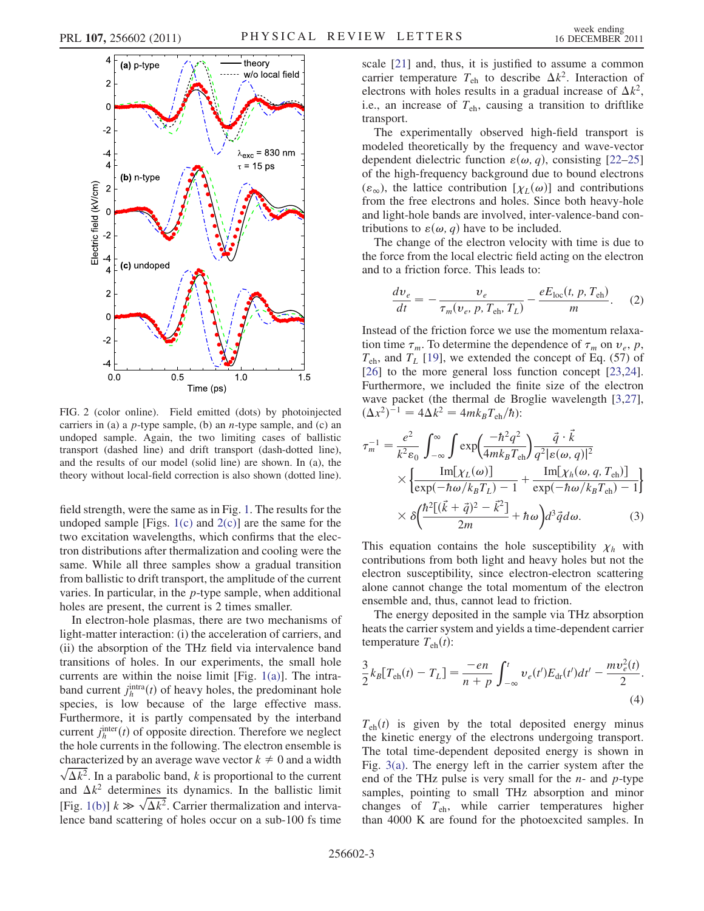FIG. 2 (color online). Field emitted (dots) by photoinjected carriers in (a) a $p$-type sample, (b) an $n$-type sample, and (c) an undoped sample. Again, the two limiting cases of ballistic transport (dashed line) and drift transport (dash-dotted line), and the results of our model (solid line) are shown. In (a), the theory without local-field correction is also shown (dotted line).

field strength, were the same as in Fig. 1. The results for the undoped sample [Figs. 1(c) and 2(c)] are the same for the two excitation wavelengths, which confirms that the electron distributions after thermalization and cooling were the same. While all three samples show a gradual transition from ballistic to drift transport, the amplitude of the current varies. In particular, in the $p$-type sample, when additional holes are present, the current is 2 times smaller.

In electron-hole plasmas, there are two mechanisms of light-matter interaction: (i) the acceleration of carriers, and (ii) the absorption of the THz field via intervalence band transitions of holes. In our experiments, the small hole currents are within the noise limit [Fig. 1(a)]. The intraband current $j_h^{\mathrm{intra}}(t)$ of heavy holes, the predominant hole species, is low because of the large effective mass. Furthermore, it is partly compensated by the interband current $j_h^{\mathrm{inter}}(t)$ of opposite direction. Therefore we neglect the hole currents in the following. The electron ensemble is characterized by an average wave vector $k \neq 0$ and a width $\sqrt{\Delta k^2}$. In a parabolic band, $k$ is proportional to the current and $\Delta k^2$ determines its dynamics. In the ballistic limit [Fig. 1(b)] $k \gg \sqrt{\Delta k^2}$. Carrier thermalization and intervalence band scattering of holes occur on a sub-100 fs time scale [21] and, thus, it is justified to assume a common carrier temperature $T_{\mathrm{eh}}$ to describe $\Delta k^2$. Interaction of electrons with holes results in a gradual increase of $\Delta k^2$, i.e., an increase of $T_{\mathrm{eh}}$, causing a transition to driftlike transport.

The experimentally observed high-field transport is modeled theoretically by the frequency and wave-vector dependent dielectric function $\varepsilon(\omega, q)$, consisting [22–25] of the high-frequency background due to bound electrons ($\varepsilon_\infty$), the lattice contribution [$\chi_L(\omega)$] and contributions from the free electrons and holes. Since both heavy-hole and light-hole bands are involved, inter-valence-band contributions to $\varepsilon(\omega, q)$ have to be included.

The change of the electron velocity with time is due to the force from the local electric field acting on the electron and to a friction force. This leads to:

$$\frac{dv_e}{dt} = -\frac{v_e}{\tau_m(v_e, p, T_{\mathrm{eh}}, T_L)} - \frac{eE_{\mathrm{loc}}(t, p, T_{\mathrm{eh}})}{m}. \quad (2)$$

Instead of the friction force we use the momentum relaxation time $\tau_m$. To determine the dependence of $\tau_m$ on $v_e$, $p$, $T_{\mathrm{eh}}$, and $T_L$ [19], we extended the concept of Eq. (57) of [26] to the more general loss function concept [23,24]. Furthermore, we included the finite size of the electron wave packet (the thermal de Broglie wavelength [3,27], $(\Delta x^2)^{-1} = 4\Delta k^2 = 4mk_B T_{\mathrm{eh}}/\hbar$):

$$\tau_m^{-1} = \frac{e^2}{k^2\varepsilon_0}\int_{-\infty}^{\infty}\int \exp\left(\frac{-\hbar^2 q^2}{4mk_B T_{\mathrm{eh}}}\right)\frac{\vec{q}\cdot\vec{k}}{q^2|\varepsilon(\omega, q)|^2} \times\left\{\frac{\mathrm{Im}[\chi_L(\omega)]}{\exp(-\hbar\omega/k_B T_L) - 1} + \frac{\mathrm{Im}[\chi_h(\omega, q, T_{\mathrm{eh}})]}{\exp(-\hbar\omega/k_B T_{\mathrm{eh}}) - 1}\right\} \times \delta\left(\frac{\hbar^2[(\vec{k}+\vec{q})^2 - \vec{k}^2]}{2m} + \hbar\omega\right)d^3\vec{q}\,d\omega. \quad (3)$$

This equation contains the hole susceptibility $\chi_h$ with contributions from both light and heavy holes but not the electron susceptibility, since electron-electron scattering alone cannot change the total momentum of the electron ensemble and, thus, cannot lead to friction.

The energy deposited in the sample via THz absorption heats the carrier system and yields a time-dependent carrier temperature $T_{\mathrm{eh}}(t)$:

$$\frac{3}{2}k_B[T_{\mathrm{eh}}(t) - T_L] = \frac{-en}{n+p}\int_{-\infty}^{t} v_e(t')E_{\mathrm{dr}}(t')dt' - \frac{mv_e^2(t)}{2}. \quad (4)$$

$T_{\mathrm{eh}}(t)$ is given by the total deposited energy minus the kinetic energy of the electrons undergoing transport. The total time-dependent deposited energy is shown in Fig. 3(a). The energy left in the carrier system after the end of the THz pulse is very small for the $n$- and $p$-type samples, pointing to small THz absorption and minor changes of $T_{\mathrm{eh}}$, while carrier temperatures higher than 4000 K are found for the photoexcited samples. In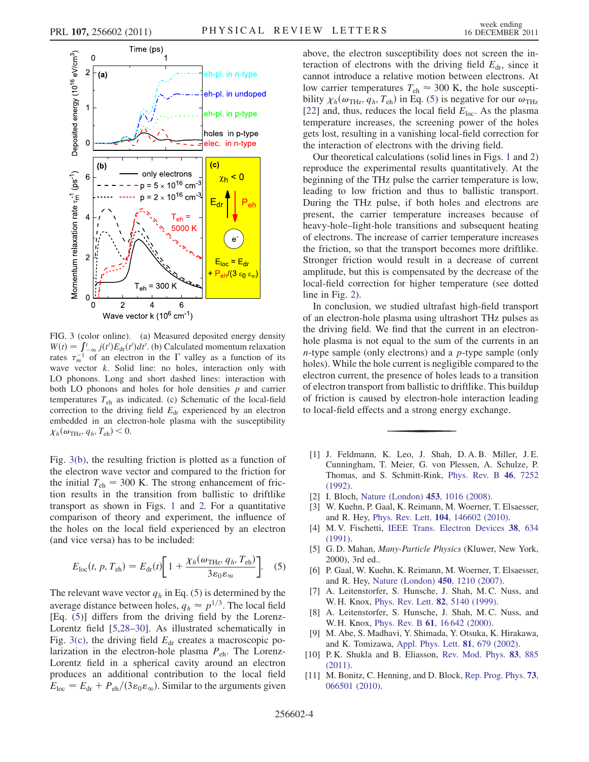FIG. 3 (color online). (a) Measured deposited energy density $W(t) = \int_{-\infty}^{t} j(t')E_{\rm dr}(t')dt'$. (b) Calculated momentum relaxation rates $\tau_m^{-1}$ of an electron in the $\Gamma$ valley as a function of its wave vector $k$. Solid line: no holes, interaction only with LO phonons. Long and short dashed lines: interaction with both LO phonons and holes for hole densities $p$ and carrier temperatures $T_{\rm eh}$ as indicated. (c) Schematic of the local-field correction to the driving field $E_{\rm dr}$ experienced by an electron embedded in an electron-hole plasma with the susceptibility $\chi_h(\omega_{\rm THz}, q_h, T_{\rm eh}) < 0$.

Fig. 3(b), the resulting friction is plotted as a function of the electron wave vector and compared to the friction for the initial $T_{\rm eh} = 300$ K. The strong enhancement of friction results in the transition from ballistic to driftlike transport as shown in Figs. 1 and 2. For a quantitative comparison of theory and experiment, the influence of the holes on the local field experienced by an electron (and vice versa) has to be included:

$$E_{\rm loc}(t, p, T_{\rm eh}) = E_{\rm dr}(t)\left[1 + \frac{\chi_h(\omega_{\rm THz}, q_h, T_{\rm eh})}{3\varepsilon_0\varepsilon_\infty}\right]. \quad (5)$$

The relevant wave vector $q_h$ in Eq. (5) is determined by the average distance between holes, $q_h \approx p^{1/3}$. The local field [Eq. (5)] differs from the driving field by the Lorentz-Lorentz field [5,28–30]. As illustrated schematically in Fig. 3(c), the driving field $E_{\rm dr}$ creates a macroscopic polarization in the electron-hole plasma $P_{\rm eh}$. The Lorentz-Lorentz field in a spherical cavity around an electron produces an additional contribution to the local field $E_{\rm loc} = E_{\rm dr} + P_{\rm eh}/(3\varepsilon_0\varepsilon_\infty)$. Similar to the arguments given above, the electron susceptibility does not screen the interaction of electrons with the driving field $E_{\rm dr}$, since it cannot introduce a relative motion between electrons. At low carrier temperatures $T_{\rm eh} \approx 300$ K, the hole susceptibility $\chi_h(\omega_{\rm THz}, q_h, T_{\rm eh})$ in Eq. (5) is negative for our $\omega_{\rm THz}$ [22] and, thus, reduces the local field $E_{\rm loc}$. As the plasma temperature increases, the screening power of the holes gets lost, resulting in a vanishing local-field correction for the interaction of electrons with the driving field.

Our theoretical calculations (solid lines in Figs. 1 and 2) reproduce the experimental results quantitatively. At the beginning of the THz pulse the carrier temperature is low, leading to low friction and thus to ballistic transport. During the THz pulse, if both holes and electrons are present, the carrier temperature increases because of heavy-hole–light-hole transitions and subsequent heating of electrons. The increase of carrier temperature increases the friction, so that the transport becomes more driftlike. Stronger friction would result in a decrease of current amplitude, but this is compensated by the decrease of the local-field correction for higher temperature (see dotted line in Fig. 2).

In conclusion, we studied ultrafast high-field transport of an electron-hole plasma using ultrashort THz pulses as the driving field. We find that the current in an electron-hole plasma is not equal to the sum of the currents in an $n$-type sample (only electrons) and a $p$-type sample (only holes). While the hole current is negligible compared to the electron current, the presence of holes leads to a transition of electron transport from ballistic to driftlike. This buildup of friction is caused by electron-hole interaction leading to local-field effects and a strong energy exchange.

[1] J. Feldmann, K. Leo, J. Shah, D. A. B. Miller, J. E. Cunningham, T. Meier, G. von Plessen, A. Schulze, P. Thomas, and S. Schmitt-Rink, Phys. Rev. B **46**, 7252 (1992).

[2] I. Bloch, Nature (London) **453**, 1016 (2008).

[3] W. Kuehn, P. Gaal, K. Reimann, M. Woerner, T. Elsaesser, and R. Hey, Phys. Rev. Lett. **104**, 146602 (2010).

[4] M. V. Fischetti, IEEE Trans. Electron Devices **38**, 634 (1991).

[5] G. D. Mahan, *Many-Particle Physics* (Kluwer, New York, 2000), 3rd ed..

[6] P. Gaal, W. Kuehn, K. Reimann, M. Woerner, T. Elsaesser, and R. Hey, Nature (London) **450**, 1210 (2007).

[7] A. Leitenstorfer, S. Hunsche, J. Shah, M. C. Nuss, and W. H. Knox, Phys. Rev. Lett. **82**, 5140 (1999).

[8] A. Leitenstorfer, S. Hunsche, J. Shah, M. C. Nuss, and W. H. Knox, Phys. Rev. B **61**, 16 642 (2000).

[9] M. Abe, S. Madhavi, Y. Shimada, Y. Otsuka, K. Hirakawa, and K. Tomizawa, Appl. Phys. Lett. **81**, 679 (2002).

[10] P. K. Shukla and B. Eliasson, Rev. Mod. Phys. **83**, 885 (2011).

[11] M. Bonitz, C. Henning, and D. Block, Rep. Prog. Phys. **73**, 066501 (2010).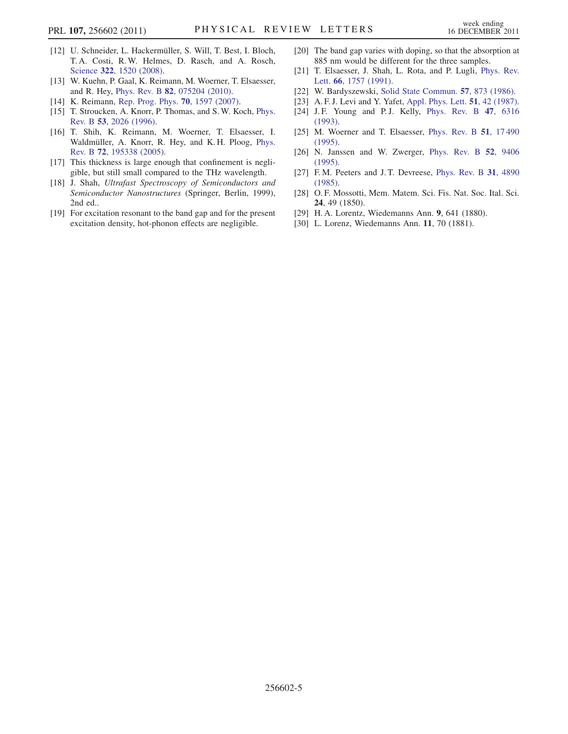[12] U. Schneider, L. Hackermüller, S. Will, T. Best, I. Bloch, T. A. Costi, R. W. Helmes, D. Rasch, and A. Rosch, Science **322**, 1520 (2008).

[13] W. Kuehn, P. Gaal, K. Reimann, M. Woerner, T. Elsaesser, and R. Hey, Phys. Rev. B **82**, 075204 (2010).

[14] K. Reimann, Rep. Prog. Phys. **70**, 1597 (2007).

[15] T. Stroucken, A. Knorr, P. Thomas, and S. W. Koch, Phys. Rev. B **53**, 2026 (1996).

[16] T. Shih, K. Reimann, M. Woerner, T. Elsaesser, I. Waldmüller, A. Knorr, R. Hey, and K. H. Ploog, Phys. Rev. B **72**, 195338 (2005).

[17] This thickness is large enough that confinement is negligible, but still small compared to the THz wavelength.

[18] J. Shah, *Ultrafast Spectroscopy of Semiconductors and Semiconductor Nanostructures* (Springer, Berlin, 1999), 2nd ed..

[19] For excitation resonant to the band gap and for the present excitation density, hot-phonon effects are negligible.

[20] The band gap varies with doping, so that the absorption at 885 nm would be different for the three samples.

[21] T. Elsaesser, J. Shah, L. Rota, and P. Lugli, Phys. Rev. Lett. **66**, 1757 (1991).

[22] W. Bardyszewski, Solid State Commun. **57**, 873 (1986).

[23] A. F. J. Levi and Y. Yafet, Appl. Phys. Lett. **51**, 42 (1987).

[24] J. F. Young and P. J. Kelly, Phys. Rev. B **47**, 6316 (1993).

[25] M. Woerner and T. Elsaesser, Phys. Rev. B **51**, 17 490 (1995).

[26] N. Janssen and W. Zwerger, Phys. Rev. B **52**, 9406 (1995).

[27] F. M. Peeters and J. T. Devreese, Phys. Rev. B **31**, 4890 (1985).

[28] O. F. Mossotti, Mem. Matem. Sci. Fis. Nat. Soc. Ital. Sci. **24**, 49 (1850).

[29] H. A. Lorentz, Wiedemanns Ann. **9**, 641 (1880).

[30] L. Lorenz, Wiedemanns Ann. **11**, 70 (1881).